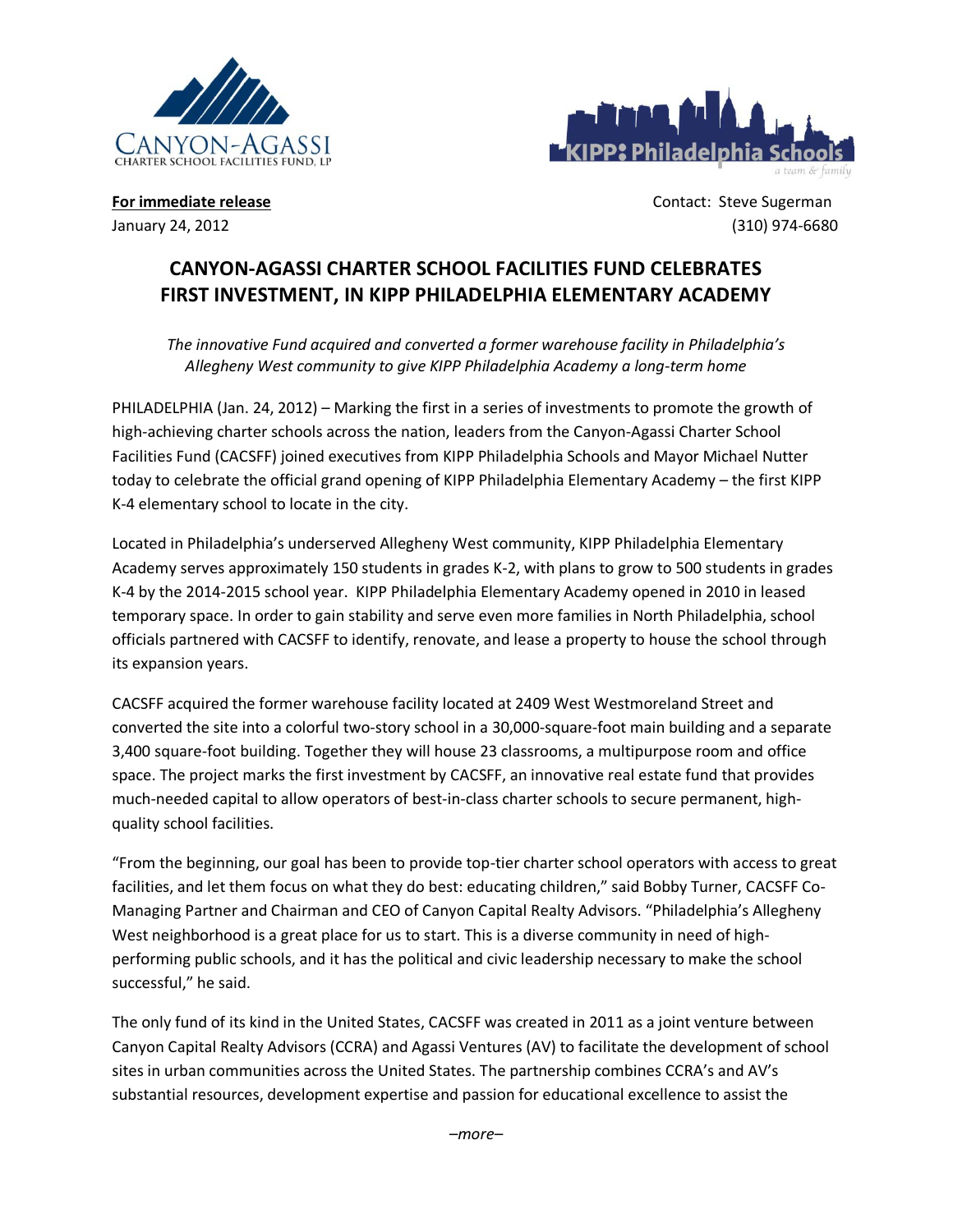**For immediate release**
January 24, 2012

Contact: Steve Sugerman
(310) 974-6680

# CANYON-AGASSI CHARTER SCHOOL FACILITIES FUND CELEBRATES FIRST INVESTMENT, IN KIPP PHILADELPHIA ELEMENTARY ACADEMY

*The innovative Fund acquired and converted a former warehouse facility in Philadelphia's Allegheny West community to give KIPP Philadelphia Academy a long-term home*

PHILADELPHIA (Jan. 24, 2012) – Marking the first in a series of investments to promote the growth of high-achieving charter schools across the nation, leaders from the Canyon-Agassi Charter School Facilities Fund (CACSFF) joined executives from KIPP Philadelphia Schools and Mayor Michael Nutter today to celebrate the official grand opening of KIPP Philadelphia Elementary Academy – the first KIPP K-4 elementary school to locate in the city.

Located in Philadelphia's underserved Allegheny West community, KIPP Philadelphia Elementary Academy serves approximately 150 students in grades K-2, with plans to grow to 500 students in grades K-4 by the 2014-2015 school year. KIPP Philadelphia Elementary Academy opened in 2010 in leased temporary space. In order to gain stability and serve even more families in North Philadelphia, school officials partnered with CACSFF to identify, renovate, and lease a property to house the school through its expansion years.

CACSFF acquired the former warehouse facility located at 2409 West Westmoreland Street and converted the site into a colorful two-story school in a 30,000-square-foot main building and a separate 3,400 square-foot building. Together they will house 23 classrooms, a multipurpose room and office space. The project marks the first investment by CACSFF, an innovative real estate fund that provides much-needed capital to allow operators of best-in-class charter schools to secure permanent, high-quality school facilities.

"From the beginning, our goal has been to provide top-tier charter school operators with access to great facilities, and let them focus on what they do best: educating children," said Bobby Turner, CACSFF Co-Managing Partner and Chairman and CEO of Canyon Capital Realty Advisors. "Philadelphia's Allegheny West neighborhood is a great place for us to start. This is a diverse community in need of high-performing public schools, and it has the political and civic leadership necessary to make the school successful," he said.

The only fund of its kind in the United States, CACSFF was created in 2011 as a joint venture between Canyon Capital Realty Advisors (CCRA) and Agassi Ventures (AV) to facilitate the development of school sites in urban communities across the United States. The partnership combines CCRA's and AV's substantial resources, development expertise and passion for educational excellence to assist the

*–more–*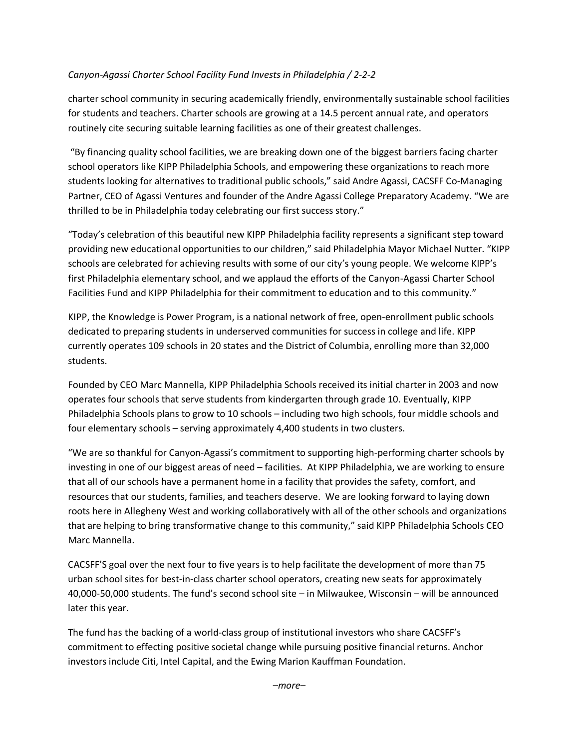charter school community in securing academically friendly, environmentally sustainable school facilities for students and teachers. Charter schools are growing at a 14.5 percent annual rate, and operators routinely cite securing suitable learning facilities as one of their greatest challenges.

"By financing quality school facilities, we are breaking down one of the biggest barriers facing charter school operators like KIPP Philadelphia Schools, and empowering these organizations to reach more students looking for alternatives to traditional public schools," said Andre Agassi, CACSFF Co-Managing Partner, CEO of Agassi Ventures and founder of the Andre Agassi College Preparatory Academy. "We are thrilled to be in Philadelphia today celebrating our first success story."

"Today's celebration of this beautiful new KIPP Philadelphia facility represents a significant step toward providing new educational opportunities to our children," said Philadelphia Mayor Michael Nutter. "KIPP schools are celebrated for achieving results with some of our city's young people. We welcome KIPP's first Philadelphia elementary school, and we applaud the efforts of the Canyon-Agassi Charter School Facilities Fund and KIPP Philadelphia for their commitment to education and to this community."

KIPP, the Knowledge is Power Program, is a national network of free, open-enrollment public schools dedicated to preparing students in underserved communities for success in college and life. KIPP currently operates 109 schools in 20 states and the District of Columbia, enrolling more than 32,000 students.

Founded by CEO Marc Mannella, KIPP Philadelphia Schools received its initial charter in 2003 and now operates four schools that serve students from kindergarten through grade 10. Eventually, KIPP Philadelphia Schools plans to grow to 10 schools – including two high schools, four middle schools and four elementary schools – serving approximately 4,400 students in two clusters.

"We are so thankful for Canyon-Agassi's commitment to supporting high-performing charter schools by investing in one of our biggest areas of need – facilities. At KIPP Philadelphia, we are working to ensure that all of our schools have a permanent home in a facility that provides the safety, comfort, and resources that our students, families, and teachers deserve. We are looking forward to laying down roots here in Allegheny West and working collaboratively with all of the other schools and organizations that are helping to bring transformative change to this community," said KIPP Philadelphia Schools CEO Marc Mannella.

CACSFF'S goal over the next four to five years is to help facilitate the development of more than 75 urban school sites for best-in-class charter school operators, creating new seats for approximately 40,000-50,000 students. The fund's second school site – in Milwaukee, Wisconsin – will be announced later this year.

The fund has the backing of a world-class group of institutional investors who share CACSFF's commitment to effecting positive societal change while pursuing positive financial returns. Anchor investors include Citi, Intel Capital, and the Ewing Marion Kauffman Foundation.

*–more–*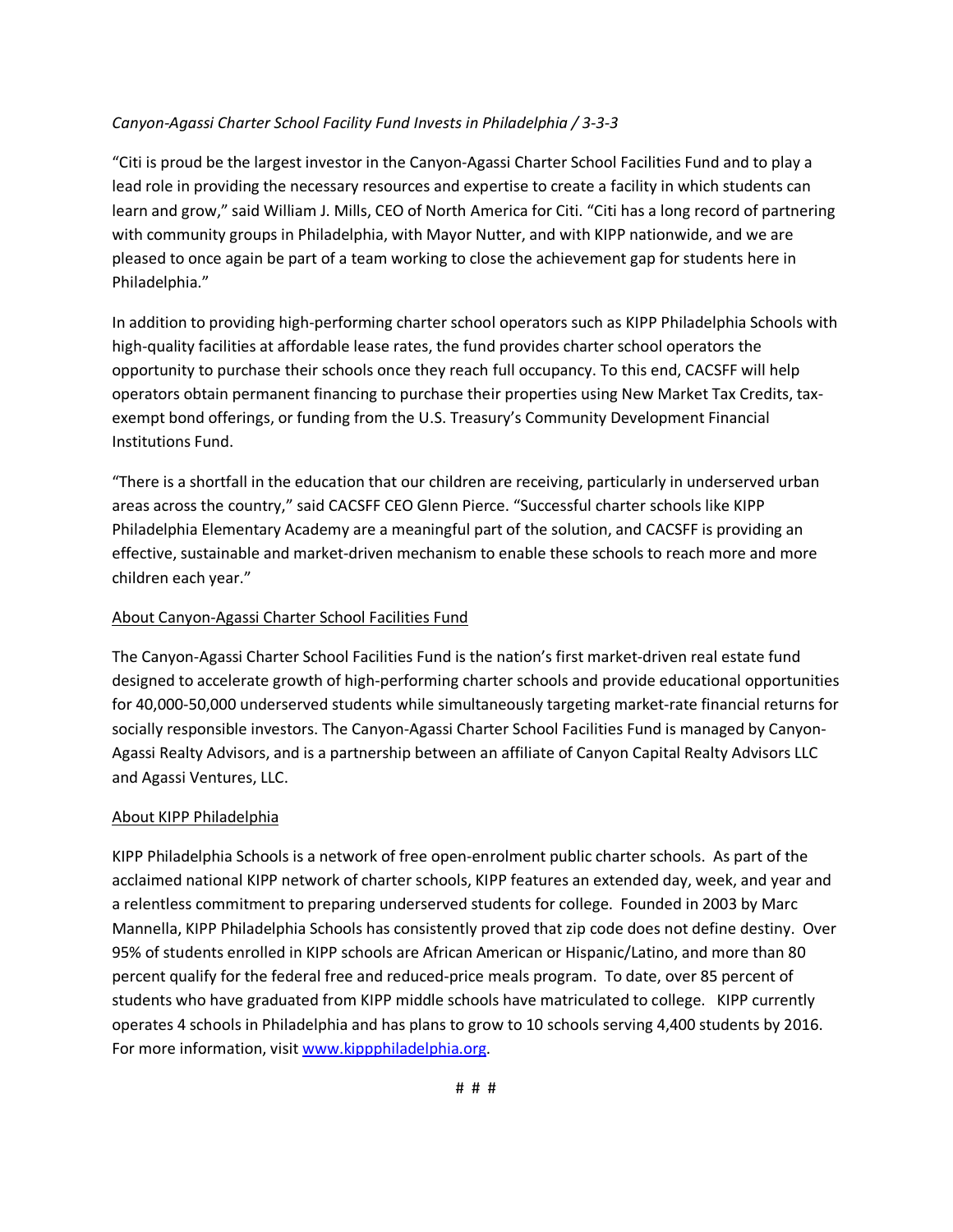*Canyon-Agassi Charter School Facility Fund Invests in Philadelphia / 3-3-3*

"Citi is proud be the largest investor in the Canyon-Agassi Charter School Facilities Fund and to play a lead role in providing the necessary resources and expertise to create a facility in which students can learn and grow," said William J. Mills, CEO of North America for Citi. "Citi has a long record of partnering with community groups in Philadelphia, with Mayor Nutter, and with KIPP nationwide, and we are pleased to once again be part of a team working to close the achievement gap for students here in Philadelphia."

In addition to providing high-performing charter school operators such as KIPP Philadelphia Schools with high-quality facilities at affordable lease rates, the fund provides charter school operators the opportunity to purchase their schools once they reach full occupancy. To this end, CACSFF will help operators obtain permanent financing to purchase their properties using New Market Tax Credits, tax-exempt bond offerings, or funding from the U.S. Treasury's Community Development Financial Institutions Fund.

"There is a shortfall in the education that our children are receiving, particularly in underserved urban areas across the country," said CACSFF CEO Glenn Pierce. "Successful charter schools like KIPP Philadelphia Elementary Academy are a meaningful part of the solution, and CACSFF is providing an effective, sustainable and market-driven mechanism to enable these schools to reach more and more children each year."

<u>About Canyon-Agassi Charter School Facilities Fund</u>

The Canyon-Agassi Charter School Facilities Fund is the nation's first market-driven real estate fund designed to accelerate growth of high-performing charter schools and provide educational opportunities for 40,000-50,000 underserved students while simultaneously targeting market-rate financial returns for socially responsible investors. The Canyon-Agassi Charter School Facilities Fund is managed by Canyon-Agassi Realty Advisors, and is a partnership between an affiliate of Canyon Capital Realty Advisors LLC and Agassi Ventures, LLC.

<u>About KIPP Philadelphia</u>

KIPP Philadelphia Schools is a network of free open-enrolment public charter schools. As part of the acclaimed national KIPP network of charter schools, KIPP features an extended day, week, and year and a relentless commitment to preparing underserved students for college. Founded in 2003 by Marc Mannella, KIPP Philadelphia Schools has consistently proved that zip code does not define destiny. Over 95% of students enrolled in KIPP schools are African American or Hispanic/Latino, and more than 80 percent qualify for the federal free and reduced-price meals program. To date, over 85 percent of students who have graduated from KIPP middle schools have matriculated to college. KIPP currently operates 4 schools in Philadelphia and has plans to grow to 10 schools serving 4,400 students by 2016. For more information, visit [www.kippphiladelphia.org](http://www.kippphiladelphia.org).

# # #